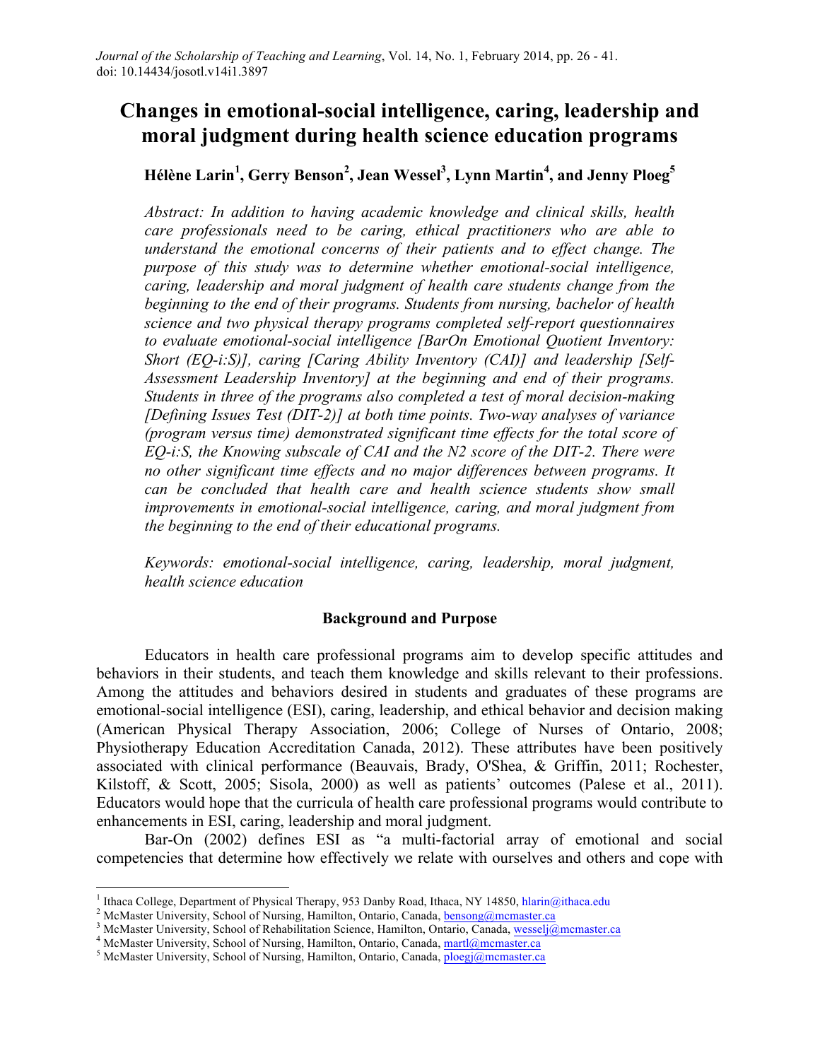# Changes in emotional-social intelligence, caring, leadership and moral judgment during health science education programs

**Hélène Larin[1], Gerry Benson[2], Jean Wessel[3], Lynn Martin[4], and Jenny Ploeg[5]**

*Abstract: In addition to having academic knowledge and clinical skills, health care professionals need to be caring, ethical practitioners who are able to understand the emotional concerns of their patients and to effect change. The purpose of this study was to determine whether emotional-social intelligence, caring, leadership and moral judgment of health care students change from the beginning to the end of their programs. Students from nursing, bachelor of health science and two physical therapy programs completed self-report questionnaires to evaluate emotional-social intelligence [BarOn Emotional Quotient Inventory: Short (EQ-i:S)], caring [Caring Ability Inventory (CAI)] and leadership [Self-Assessment Leadership Inventory] at the beginning and end of their programs. Students in three of the programs also completed a test of moral decision-making [Defining Issues Test (DIT-2)] at both time points. Two-way analyses of variance (program versus time) demonstrated significant time effects for the total score of EQ-i:S, the Knowing subscale of CAI and the N2 score of the DIT-2. There were no other significant time effects and no major differences between programs. It can be concluded that health care and health science students show small improvements in emotional-social intelligence, caring, and moral judgment from the beginning to the end of their educational programs.*

*Keywords: emotional-social intelligence, caring, leadership, moral judgment, health science education*

## Background and Purpose

Educators in health care professional programs aim to develop specific attitudes and behaviors in their students, and teach them knowledge and skills relevant to their professions. Among the attitudes and behaviors desired in students and graduates of these programs are emotional-social intelligence (ESI), caring, leadership, and ethical behavior and decision making (American Physical Therapy Association, 2006; College of Nurses of Ontario, 2008; Physiotherapy Education Accreditation Canada, 2012). These attributes have been positively associated with clinical performance (Beauvais, Brady, O'Shea, & Griffin, 2011; Rochester, Kilstoff, & Scott, 2005; Sisola, 2000) as well as patients' outcomes (Palese et al., 2011). Educators would hope that the curricula of health care professional programs would contribute to enhancements in ESI, caring, leadership and moral judgment.

Bar-On (2002) defines ESI as "a multi-factorial array of emotional and social competencies that determine how effectively we relate with ourselves and others and cope with

---

[1] Ithaca College, Department of Physical Therapy, 953 Danby Road, Ithaca, NY 14850, hlarin@ithaca.edu

[2] McMaster University, School of Nursing, Hamilton, Ontario, Canada, bensong@mcmaster.ca

[3] McMaster University, School of Rehabilitation Science, Hamilton, Ontario, Canada, wesselj@mcmaster.ca

[4] McMaster University, School of Nursing, Hamilton, Ontario, Canada, martl@mcmaster.ca

[5] McMaster University, School of Nursing, Hamilton, Ontario, Canada, ploegj@mcmaster.ca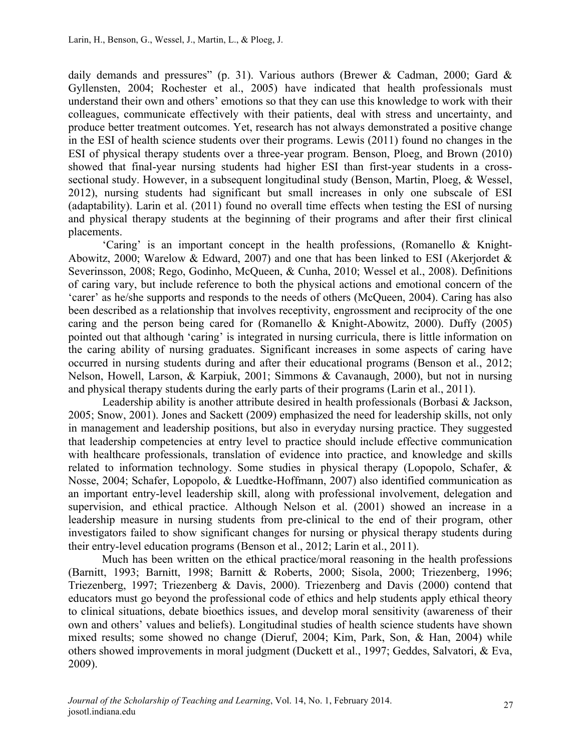daily demands and pressures" (p. 31). Various authors (Brewer & Cadman, 2000; Gard & Gyllensten, 2004; Rochester et al., 2005) have indicated that health professionals must understand their own and others' emotions so that they can use this knowledge to work with their colleagues, communicate effectively with their patients, deal with stress and uncertainty, and produce better treatment outcomes. Yet, research has not always demonstrated a positive change in the ESI of health science students over their programs. Lewis (2011) found no changes in the ESI of physical therapy students over a three-year program. Benson, Ploeg, and Brown (2010) showed that final-year nursing students had higher ESI than first-year students in a cross-sectional study. However, in a subsequent longitudinal study (Benson, Martin, Ploeg, & Wessel, 2012), nursing students had significant but small increases in only one subscale of ESI (adaptability). Larin et al. (2011) found no overall time effects when testing the ESI of nursing and physical therapy students at the beginning of their programs and after their first clinical placements.

'Caring' is an important concept in the health professions, (Romanello & Knight-Abowitz, 2000; Warelow & Edward, 2007) and one that has been linked to ESI (Akerjordet & Severinsson, 2008; Rego, Godinho, McQueen, & Cunha, 2010; Wessel et al., 2008). Definitions of caring vary, but include reference to both the physical actions and emotional concern of the 'carer' as he/she supports and responds to the needs of others (McQueen, 2004). Caring has also been described as a relationship that involves receptivity, engrossment and reciprocity of the one caring and the person being cared for (Romanello & Knight-Abowitz, 2000). Duffy (2005) pointed out that although 'caring' is integrated in nursing curricula, there is little information on the caring ability of nursing graduates. Significant increases in some aspects of caring have occurred in nursing students during and after their educational programs (Benson et al., 2012; Nelson, Howell, Larson, & Karpiuk, 2001; Simmons & Cavanaugh, 2000), but not in nursing and physical therapy students during the early parts of their programs (Larin et al., 2011).

Leadership ability is another attribute desired in health professionals (Borbasi & Jackson, 2005; Snow, 2001). Jones and Sackett (2009) emphasized the need for leadership skills, not only in management and leadership positions, but also in everyday nursing practice. They suggested that leadership competencies at entry level to practice should include effective communication with healthcare professionals, translation of evidence into practice, and knowledge and skills related to information technology. Some studies in physical therapy (Lopopolo, Schafer, & Nosse, 2004; Schafer, Lopopolo, & Luedtke-Hoffmann, 2007) also identified communication as an important entry-level leadership skill, along with professional involvement, delegation and supervision, and ethical practice. Although Nelson et al. (2001) showed an increase in a leadership measure in nursing students from pre-clinical to the end of their program, other investigators failed to show significant changes for nursing or physical therapy students during their entry-level education programs (Benson et al., 2012; Larin et al., 2011).

Much has been written on the ethical practice/moral reasoning in the health professions (Barnitt, 1993; Barnitt, 1998; Barnitt & Roberts, 2000; Sisola, 2000; Triezenberg, 1996; Triezenberg, 1997; Triezenberg & Davis, 2000). Triezenberg and Davis (2000) contend that educators must go beyond the professional code of ethics and help students apply ethical theory to clinical situations, debate bioethics issues, and develop moral sensitivity (awareness of their own and others' values and beliefs). Longitudinal studies of health science students have shown mixed results; some showed no change (Dieruf, 2004; Kim, Park, Son, & Han, 2004) while others showed improvements in moral judgment (Duckett et al., 1997; Geddes, Salvatori, & Eva, 2009).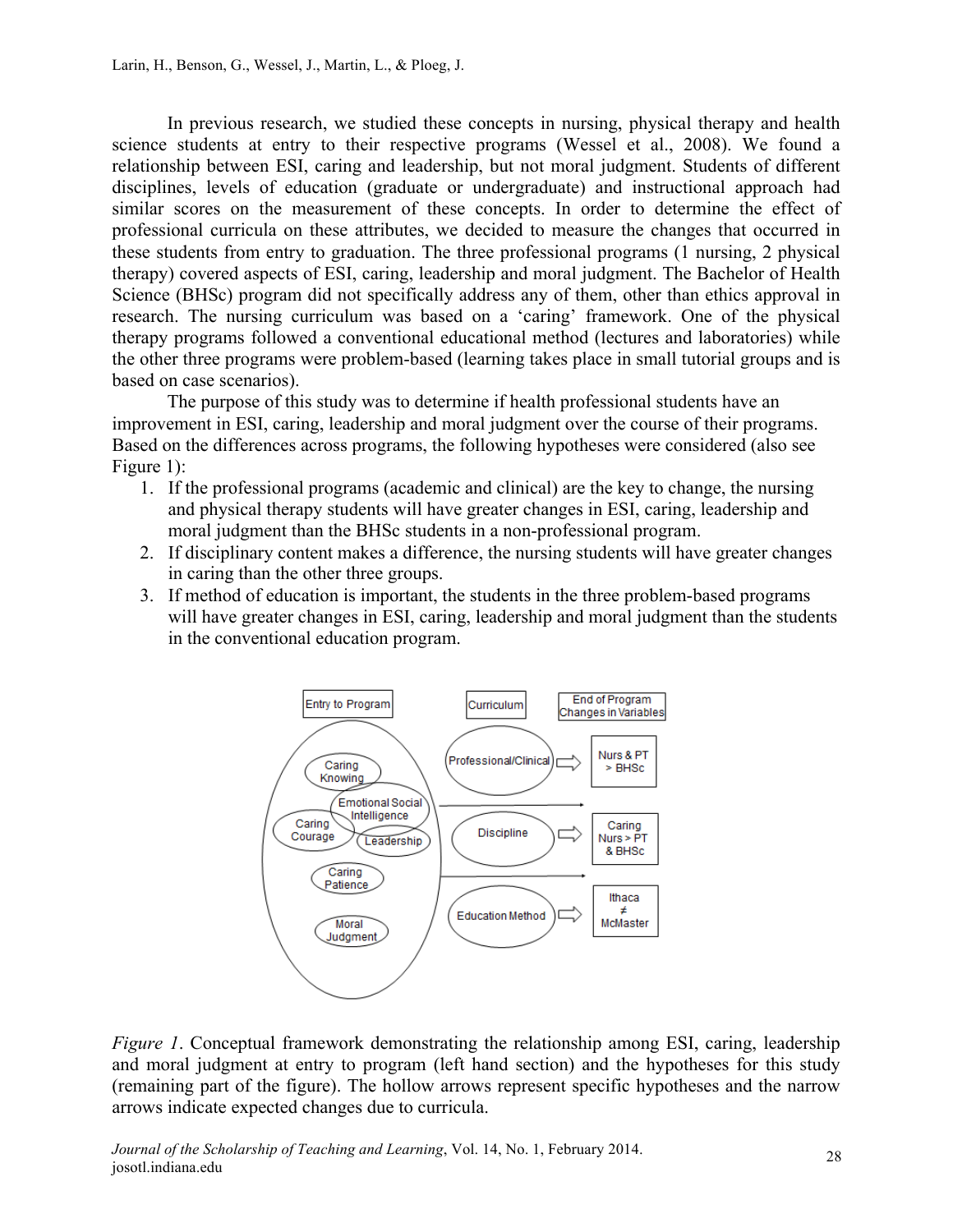In previous research, we studied these concepts in nursing, physical therapy and health science students at entry to their respective programs (Wessel et al., 2008). We found a relationship between ESI, caring and leadership, but not moral judgment. Students of different disciplines, levels of education (graduate or undergraduate) and instructional approach had similar scores on the measurement of these concepts. In order to determine the effect of professional curricula on these attributes, we decided to measure the changes that occurred in these students from entry to graduation. The three professional programs (1 nursing, 2 physical therapy) covered aspects of ESI, caring, leadership and moral judgment. The Bachelor of Health Science (BHSc) program did not specifically address any of them, other than ethics approval in research. The nursing curriculum was based on a 'caring' framework. One of the physical therapy programs followed a conventional educational method (lectures and laboratories) while the other three programs were problem-based (learning takes place in small tutorial groups and is based on case scenarios).

The purpose of this study was to determine if health professional students have an improvement in ESI, caring, leadership and moral judgment over the course of their programs. Based on the differences across programs, the following hypotheses were considered (also see Figure 1):

1. If the professional programs (academic and clinical) are the key to change, the nursing and physical therapy students will have greater changes in ESI, caring, leadership and moral judgment than the BHSc students in a non-professional program.
2. If disciplinary content makes a difference, the nursing students will have greater changes in caring than the other three groups.
3. If method of education is important, the students in the three problem-based programs will have greater changes in ESI, caring, leadership and moral judgment than the students in the conventional education program.

*Figure 1*. Conceptual framework demonstrating the relationship among ESI, caring, leadership and moral judgment at entry to program (left hand section) and the hypotheses for this study (remaining part of the figure). The hollow arrows represent specific hypotheses and the narrow arrows indicate expected changes due to curricula.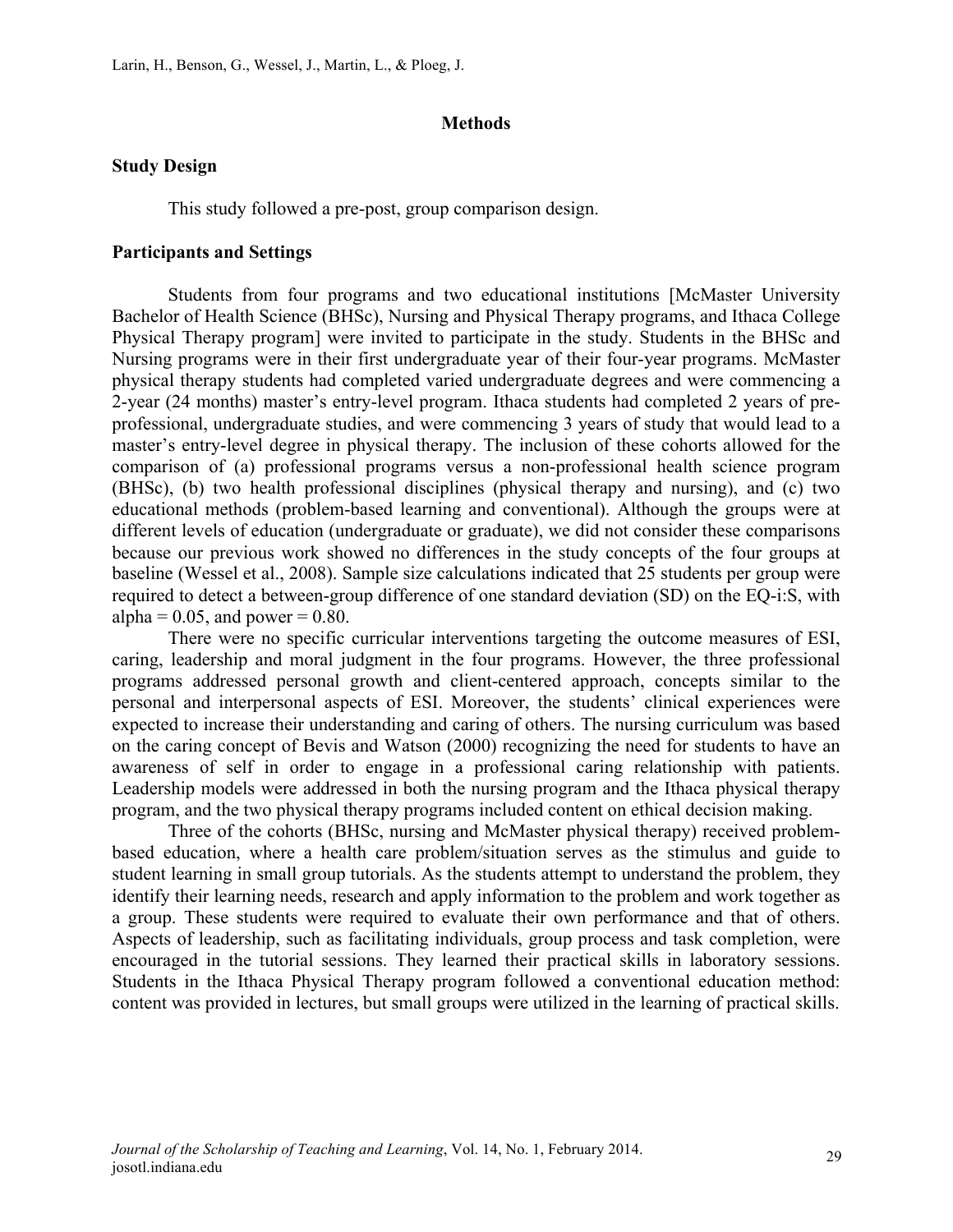## Methods

### Study Design

This study followed a pre-post, group comparison design.

### Participants and Settings

Students from four programs and two educational institutions [McMaster University Bachelor of Health Science (BHSc), Nursing and Physical Therapy programs, and Ithaca College Physical Therapy program] were invited to participate in the study. Students in the BHSc and Nursing programs were in their first undergraduate year of their four-year programs. McMaster physical therapy students had completed varied undergraduate degrees and were commencing a 2-year (24 months) master's entry-level program. Ithaca students had completed 2 years of pre-professional, undergraduate studies, and were commencing 3 years of study that would lead to a master's entry-level degree in physical therapy. The inclusion of these cohorts allowed for the comparison of (a) professional programs versus a non-professional health science program (BHSc), (b) two health professional disciplines (physical therapy and nursing), and (c) two educational methods (problem-based learning and conventional). Although the groups were at different levels of education (undergraduate or graduate), we did not consider these comparisons because our previous work showed no differences in the study concepts of the four groups at baseline (Wessel et al., 2008). Sample size calculations indicated that 25 students per group were required to detect a between-group difference of one standard deviation (SD) on the EQ-i:S, with alpha = 0.05, and power = 0.80.

There were no specific curricular interventions targeting the outcome measures of ESI, caring, leadership and moral judgment in the four programs. However, the three professional programs addressed personal growth and client-centered approach, concepts similar to the personal and interpersonal aspects of ESI. Moreover, the students' clinical experiences were expected to increase their understanding and caring of others. The nursing curriculum was based on the caring concept of Bevis and Watson (2000) recognizing the need for students to have an awareness of self in order to engage in a professional caring relationship with patients. Leadership models were addressed in both the nursing program and the Ithaca physical therapy program, and the two physical therapy programs included content on ethical decision making.

Three of the cohorts (BHSc, nursing and McMaster physical therapy) received problem-based education, where a health care problem/situation serves as the stimulus and guide to student learning in small group tutorials. As the students attempt to understand the problem, they identify their learning needs, research and apply information to the problem and work together as a group. These students were required to evaluate their own performance and that of others. Aspects of leadership, such as facilitating individuals, group process and task completion, were encouraged in the tutorial sessions. They learned their practical skills in laboratory sessions. Students in the Ithaca Physical Therapy program followed a conventional education method: content was provided in lectures, but small groups were utilized in the learning of practical skills.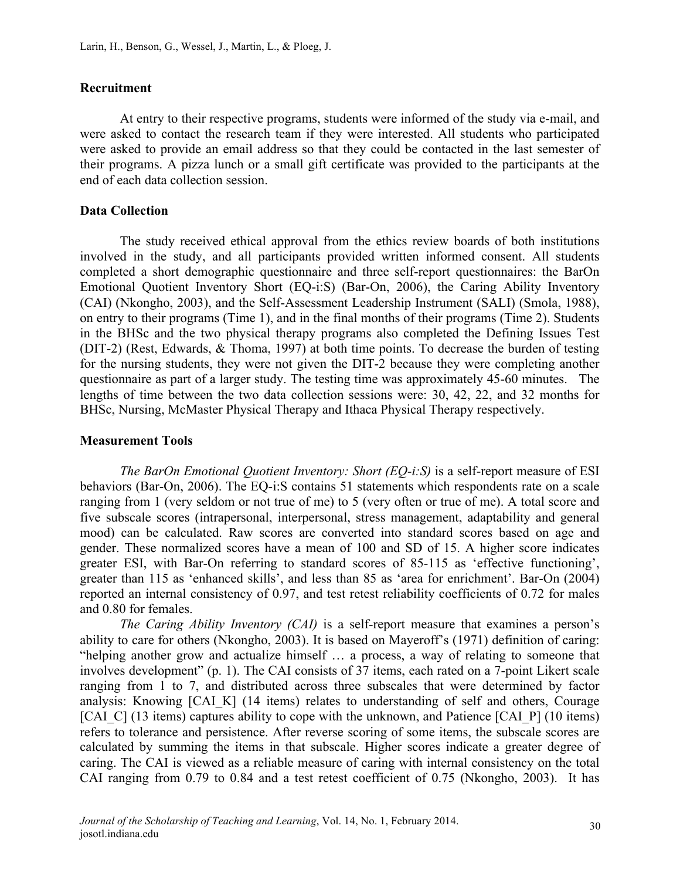### Recruitment

At entry to their respective programs, students were informed of the study via e-mail, and were asked to contact the research team if they were interested. All students who participated were asked to provide an email address so that they could be contacted in the last semester of their programs. A pizza lunch or a small gift certificate was provided to the participants at the end of each data collection session.

### Data Collection

The study received ethical approval from the ethics review boards of both institutions involved in the study, and all participants provided written informed consent. All students completed a short demographic questionnaire and three self-report questionnaires: the BarOn Emotional Quotient Inventory Short (EQ-i:S) (Bar-On, 2006), the Caring Ability Inventory (CAI) (Nkongho, 2003), and the Self-Assessment Leadership Instrument (SALI) (Smola, 1988), on entry to their programs (Time 1), and in the final months of their programs (Time 2). Students in the BHSc and the two physical therapy programs also completed the Defining Issues Test (DIT-2) (Rest, Edwards, & Thoma, 1997) at both time points. To decrease the burden of testing for the nursing students, they were not given the DIT-2 because they were completing another questionnaire as part of a larger study. The testing time was approximately 45-60 minutes. The lengths of time between the two data collection sessions were: 30, 42, 22, and 32 months for BHSc, Nursing, McMaster Physical Therapy and Ithaca Physical Therapy respectively.

### Measurement Tools

*The BarOn Emotional Quotient Inventory: Short (EQ-i:S)* is a self-report measure of ESI behaviors (Bar-On, 2006). The EQ-i:S contains 51 statements which respondents rate on a scale ranging from 1 (very seldom or not true of me) to 5 (very often or true of me). A total score and five subscale scores (intrapersonal, interpersonal, stress management, adaptability and general mood) can be calculated. Raw scores are converted into standard scores based on age and gender. These normalized scores have a mean of 100 and SD of 15. A higher score indicates greater ESI, with Bar-On referring to standard scores of 85-115 as 'effective functioning', greater than 115 as 'enhanced skills', and less than 85 as 'area for enrichment'. Bar-On (2004) reported an internal consistency of 0.97, and test retest reliability coefficients of 0.72 for males and 0.80 for females.

*The Caring Ability Inventory (CAI)* is a self-report measure that examines a person's ability to care for others (Nkongho, 2003). It is based on Mayeroff's (1971) definition of caring: "helping another grow and actualize himself … a process, a way of relating to someone that involves development" (p. 1). The CAI consists of 37 items, each rated on a 7-point Likert scale ranging from 1 to 7, and distributed across three subscales that were determined by factor analysis: Knowing [CAI_K] (14 items) relates to understanding of self and others, Courage [CAI_C] (13 items) captures ability to cope with the unknown, and Patience [CAI_P] (10 items) refers to tolerance and persistence. After reverse scoring of some items, the subscale scores are calculated by summing the items in that subscale. Higher scores indicate a greater degree of caring. The CAI is viewed as a reliable measure of caring with internal consistency on the total CAI ranging from 0.79 to 0.84 and a test retest coefficient of 0.75 (Nkongho, 2003). It has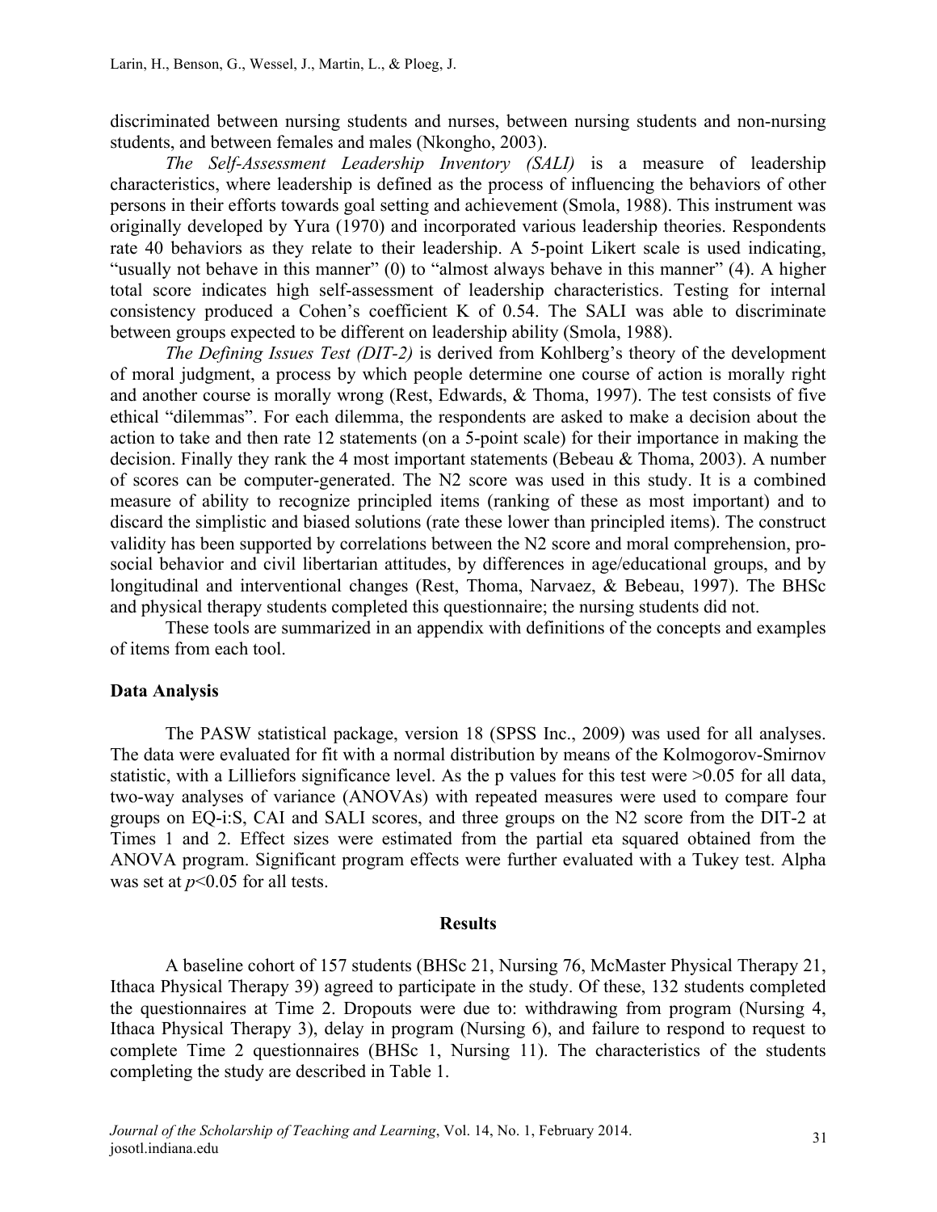discriminated between nursing students and nurses, between nursing students and non-nursing students, and between females and males (Nkongho, 2003).

*The Self-Assessment Leadership Inventory (SALI)* is a measure of leadership characteristics, where leadership is defined as the process of influencing the behaviors of other persons in their efforts towards goal setting and achievement (Smola, 1988). This instrument was originally developed by Yura (1970) and incorporated various leadership theories. Respondents rate 40 behaviors as they relate to their leadership. A 5-point Likert scale is used indicating, "usually not behave in this manner" (0) to "almost always behave in this manner" (4). A higher total score indicates high self-assessment of leadership characteristics. Testing for internal consistency produced a Cohen's coefficient K of 0.54. The SALI was able to discriminate between groups expected to be different on leadership ability (Smola, 1988).

*The Defining Issues Test (DIT-2)* is derived from Kohlberg's theory of the development of moral judgment, a process by which people determine one course of action is morally right and another course is morally wrong (Rest, Edwards, & Thoma, 1997). The test consists of five ethical "dilemmas". For each dilemma, the respondents are asked to make a decision about the action to take and then rate 12 statements (on a 5-point scale) for their importance in making the decision. Finally they rank the 4 most important statements (Bebeau & Thoma, 2003). A number of scores can be computer-generated. The N2 score was used in this study. It is a combined measure of ability to recognize principled items (ranking of these as most important) and to discard the simplistic and biased solutions (rate these lower than principled items). The construct validity has been supported by correlations between the N2 score and moral comprehension, pro-social behavior and civil libertarian attitudes, by differences in age/educational groups, and by longitudinal and interventional changes (Rest, Thoma, Narvaez, & Bebeau, 1997). The BHSc and physical therapy students completed this questionnaire; the nursing students did not.

These tools are summarized in an appendix with definitions of the concepts and examples of items from each tool.

### Data Analysis

The PASW statistical package, version 18 (SPSS Inc., 2009) was used for all analyses. The data were evaluated for fit with a normal distribution by means of the Kolmogorov-Smirnov statistic, with a Lilliefors significance level. As the p values for this test were >0.05 for all data, two-way analyses of variance (ANOVAs) with repeated measures were used to compare four groups on EQ-i:S, CAI and SALI scores, and three groups on the N2 score from the DIT-2 at Times 1 and 2. Effect sizes were estimated from the partial eta squared obtained from the ANOVA program. Significant program effects were further evaluated with a Tukey test. Alpha was set at $p<0.05$ for all tests.

## Results

A baseline cohort of 157 students (BHSc 21, Nursing 76, McMaster Physical Therapy 21, Ithaca Physical Therapy 39) agreed to participate in the study. Of these, 132 students completed the questionnaires at Time 2. Dropouts were due to: withdrawing from program (Nursing 4, Ithaca Physical Therapy 3), delay in program (Nursing 6), and failure to respond to request to complete Time 2 questionnaires (BHSc 1, Nursing 11). The characteristics of the students completing the study are described in Table 1.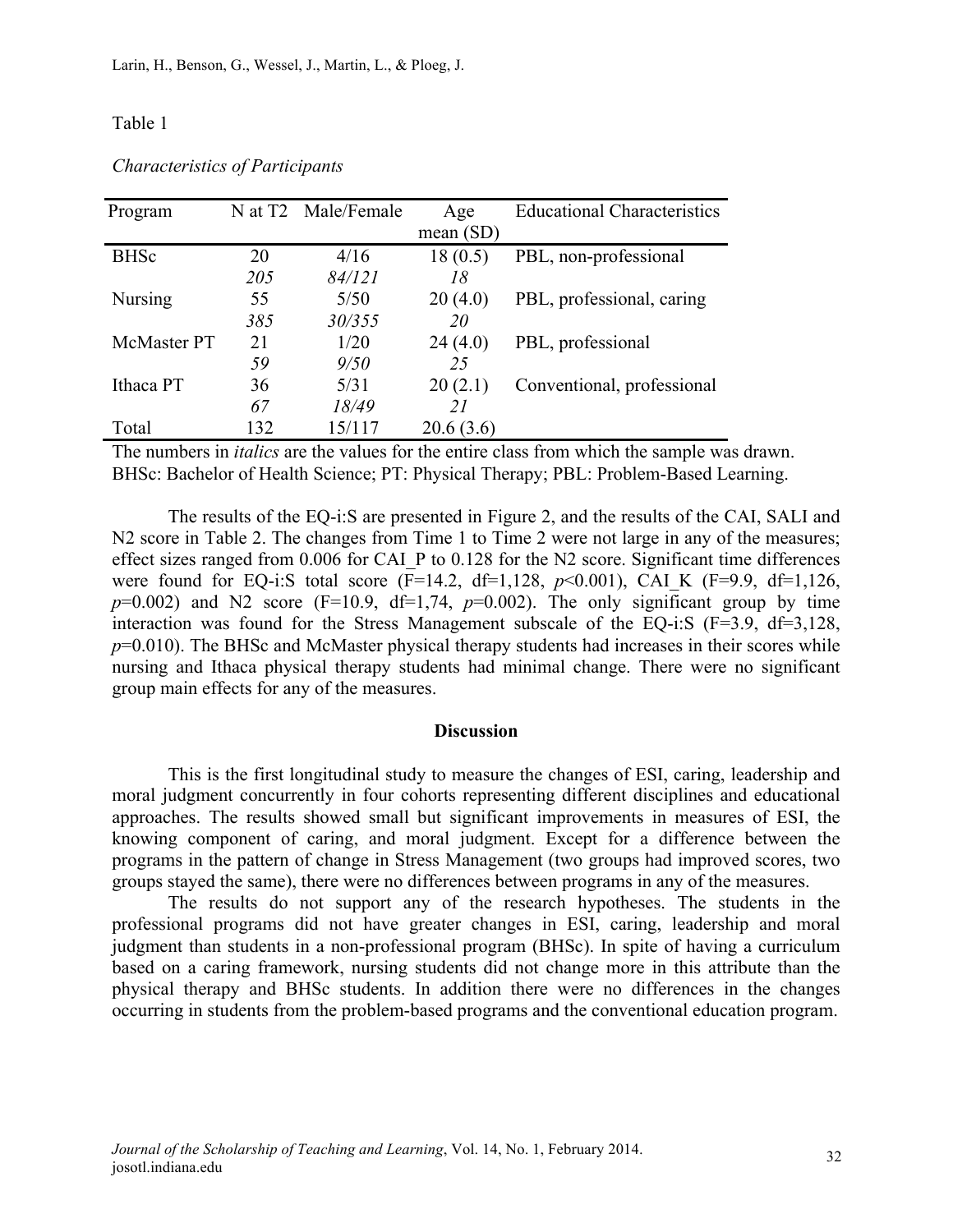Table 1

*Characteristics of Participants*

| Program | N at T2 | Male/Female | Age mean (SD) | Educational Characteristics |
|---|---|---|---|---|
| BHSc | 20 | 4/16 | 18 (0.5) | PBL, non-professional |
| | *205* | *84/121* | *18* | |
| Nursing | 55 | 5/50 | 20 (4.0) | PBL, professional, caring |
| | *385* | *30/355* | *20* | |
| McMaster PT | 21 | 1/20 | 24 (4.0) | PBL, professional |
| | *59* | *9/50* | *25* | |
| Ithaca PT | 36 | 5/31 | 20 (2.1) | Conventional, professional |
| | *67* | *18/49* | *21* | |
| Total | 132 | 15/117 | 20.6 (3.6) | |

The numbers in *italics* are the values for the entire class from which the sample was drawn. BHSc: Bachelor of Health Science; PT: Physical Therapy; PBL: Problem-Based Learning.

The results of the EQ-i:S are presented in Figure 2, and the results of the CAI, SALI and N2 score in Table 2. The changes from Time 1 to Time 2 were not large in any of the measures; effect sizes ranged from 0.006 for CAI_P to 0.128 for the N2 score. Significant time differences were found for EQ-i:S total score ($F$=14.2, df=1,128, $p$<0.001), CAI_K ($F$=9.9, df=1,126, $p$=0.002) and N2 score ($F$=10.9, df=1,74, $p$=0.002). The only significant group by time interaction was found for the Stress Management subscale of the EQ-i:S ($F$=3.9, df=3,128, $p$=0.010). The BHSc and McMaster physical therapy students had increases in their scores while nursing and Ithaca physical therapy students had minimal change. There were no significant group main effects for any of the measures.

## Discussion

This is the first longitudinal study to measure the changes of ESI, caring, leadership and moral judgment concurrently in four cohorts representing different disciplines and educational approaches. The results showed small but significant improvements in measures of ESI, the knowing component of caring, and moral judgment. Except for a difference between the programs in the pattern of change in Stress Management (two groups had improved scores, two groups stayed the same), there were no differences between programs in any of the measures.

The results do not support any of the research hypotheses. The students in the professional programs did not have greater changes in ESI, caring, leadership and moral judgment than students in a non-professional program (BHSc). In spite of having a curriculum based on a caring framework, nursing students did not change more in this attribute than the physical therapy and BHSc students. In addition there were no differences in the changes occurring in students from the problem-based programs and the conventional education program.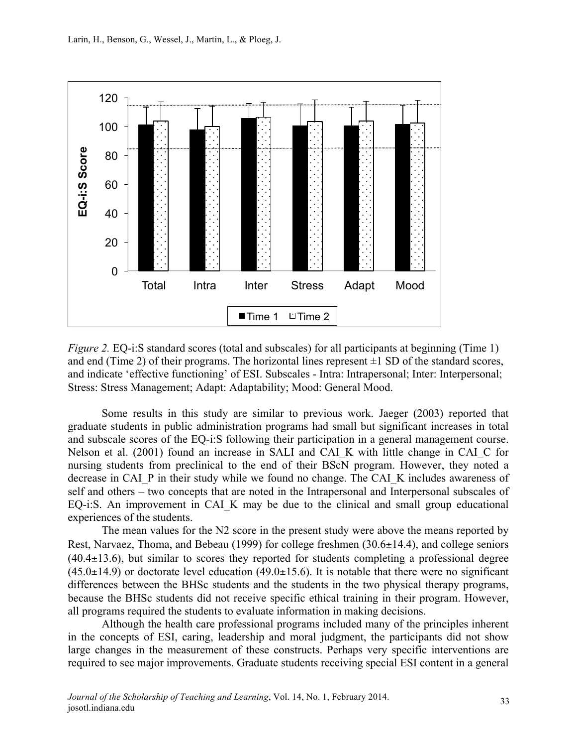*Figure 2.* EQ-i:S standard scores (total and subscales) for all participants at beginning (Time 1) and end (Time 2) of their programs. The horizontal lines represent ±1 SD of the standard scores, and indicate 'effective functioning' of ESI. Subscales - Intra: Intrapersonal; Inter: Interpersonal; Stress: Stress Management; Adapt: Adaptability; Mood: General Mood.

Some results in this study are similar to previous work. Jaeger (2003) reported that graduate students in public administration programs had small but significant increases in total and subscale scores of the EQ-i:S following their participation in a general management course. Nelson et al. (2001) found an increase in SALI and CAI_K with little change in CAI_C for nursing students from preclinical to the end of their BScN program. However, they noted a decrease in CAI_P in their study while we found no change. The CAI_K includes awareness of self and others – two concepts that are noted in the Intrapersonal and Interpersonal subscales of EQ-i:S. An improvement in CAI_K may be due to the clinical and small group educational experiences of the students.

The mean values for the N2 score in the present study were above the means reported by Rest, Narvaez, Thoma, and Bebeau (1999) for college freshmen (30.6±14.4), and college seniors (40.4±13.6), but similar to scores they reported for students completing a professional degree (45.0±14.9) or doctorate level education (49.0±15.6). It is notable that there were no significant differences between the BHSc students and the students in the two physical therapy programs, because the BHSc students did not receive specific ethical training in their program. However, all programs required the students to evaluate information in making decisions.

Although the health care professional programs included many of the principles inherent in the concepts of ESI, caring, leadership and moral judgment, the participants did not show large changes in the measurement of these constructs. Perhaps very specific interventions are required to see major improvements. Graduate students receiving special ESI content in a general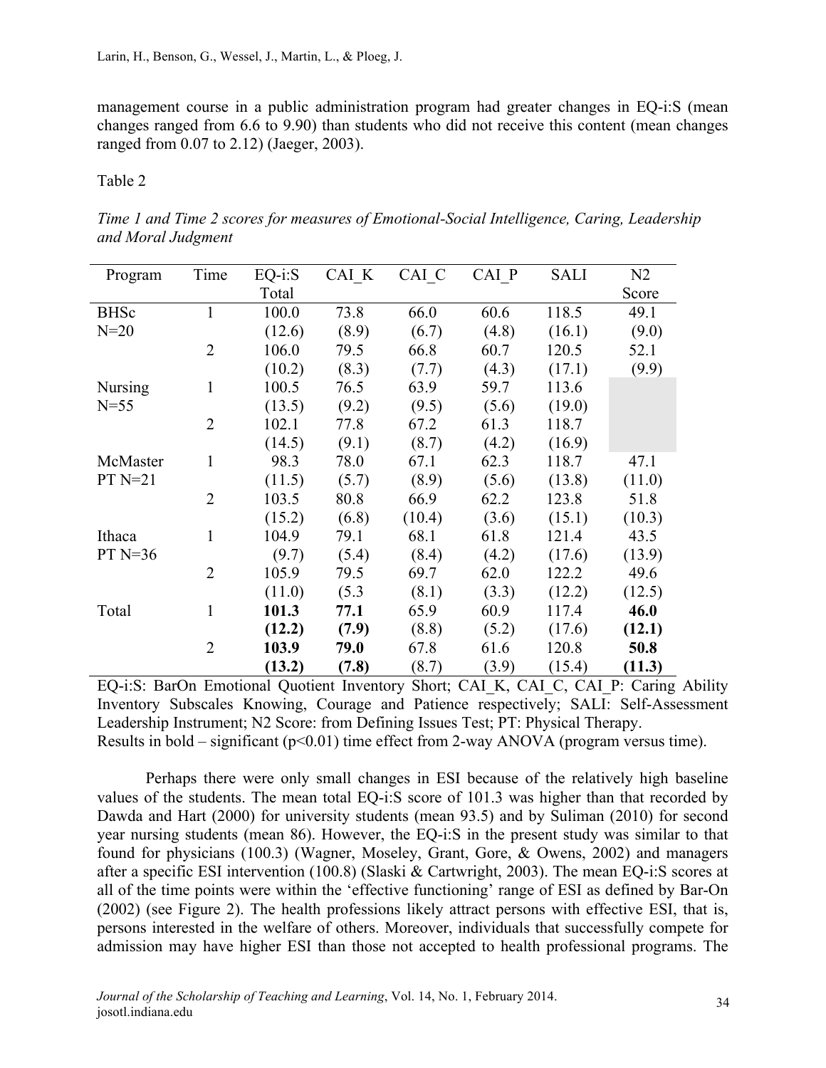management course in a public administration program had greater changes in EQ-i:S (mean changes ranged from 6.6 to 9.90) than students who did not receive this content (mean changes ranged from 0.07 to 2.12) (Jaeger, 2003).

Table 2

*Time 1 and Time 2 scores for measures of Emotional-Social Intelligence, Caring, Leadership and Moral Judgment*

| Program | Time | EQ-i:S Total | CAI_K | CAI_C | CAI_P | SALI | N2 Score |
|---|---|---|---|---|---|---|---|
| BHSc | 1 | 100.0 | 73.8 | 66.0 | 60.6 | 118.5 | 49.1 |
| N=20 | | (12.6) | (8.9) | (6.7) | (4.8) | (16.1) | (9.0) |
| | 2 | 106.0 | 79.5 | 66.8 | 60.7 | 120.5 | 52.1 |
| | | (10.2) | (8.3) | (7.7) | (4.3) | (17.1) | (9.9) |
| Nursing | 1 | 100.5 | 76.5 | 63.9 | 59.7 | 113.6 | |
| N=55 | | (13.5) | (9.2) | (9.5) | (5.6) | (19.0) | |
| | 2 | 102.1 | 77.8 | 67.2 | 61.3 | 118.7 | |
| | | (14.5) | (9.1) | (8.7) | (4.2) | (16.9) | |
| McMaster | 1 | 98.3 | 78.0 | 67.1 | 62.3 | 118.7 | 47.1 |
| PT N=21 | | (11.5) | (5.7) | (8.9) | (5.6) | (13.8) | (11.0) |
| | 2 | 103.5 | 80.8 | 66.9 | 62.2 | 123.8 | 51.8 |
| | | (15.2) | (6.8) | (10.4) | (3.6) | (15.1) | (10.3) |
| Ithaca | 1 | 104.9 | 79.1 | 68.1 | 61.8 | 121.4 | 43.5 |
| PT N=36 | | (9.7) | (5.4) | (8.4) | (4.2) | (17.6) | (13.9) |
| | 2 | 105.9 | 79.5 | 69.7 | 62.0 | 122.2 | 49.6 |
| | | (11.0) | (5.3 | (8.1) | (3.3) | (12.2) | (12.5) |
| Total | 1 | **101.3** | **77.1** | 65.9 | 60.9 | 117.4 | **46.0** |
| | | **(12.2)** | **(7.9)** | (8.8) | (5.2) | (17.6) | **(12.1)** |
| | 2 | **103.9** | **79.0** | 67.8 | 61.6 | 120.8 | **50.8** |
| | | **(13.2)** | **(7.8)** | (8.7) | (3.9) | (15.4) | **(11.3)** |

EQ-i:S: BarOn Emotional Quotient Inventory Short; CAI_K, CAI_C, CAI_P: Caring Ability Inventory Subscales Knowing, Courage and Patience respectively; SALI: Self-Assessment Leadership Instrument; N2 Score: from Defining Issues Test; PT: Physical Therapy.
Results in bold – significant ($p<0.01$) time effect from 2-way ANOVA (program versus time).

Perhaps there were only small changes in ESI because of the relatively high baseline values of the students. The mean total EQ-i:S score of 101.3 was higher than that recorded by Dawda and Hart (2000) for university students (mean 93.5) and by Suliman (2010) for second year nursing students (mean 86). However, the EQ-i:S in the present study was similar to that found for physicians (100.3) (Wagner, Moseley, Grant, Gore, & Owens, 2002) and managers after a specific ESI intervention (100.8) (Slaski & Cartwright, 2003). The mean EQ-i:S scores at all of the time points were within the 'effective functioning' range of ESI as defined by Bar-On (2002) (see Figure 2). The health professions likely attract persons with effective ESI, that is, persons interested in the welfare of others. Moreover, individuals that successfully compete for admission may have higher ESI than those not accepted to health professional programs. The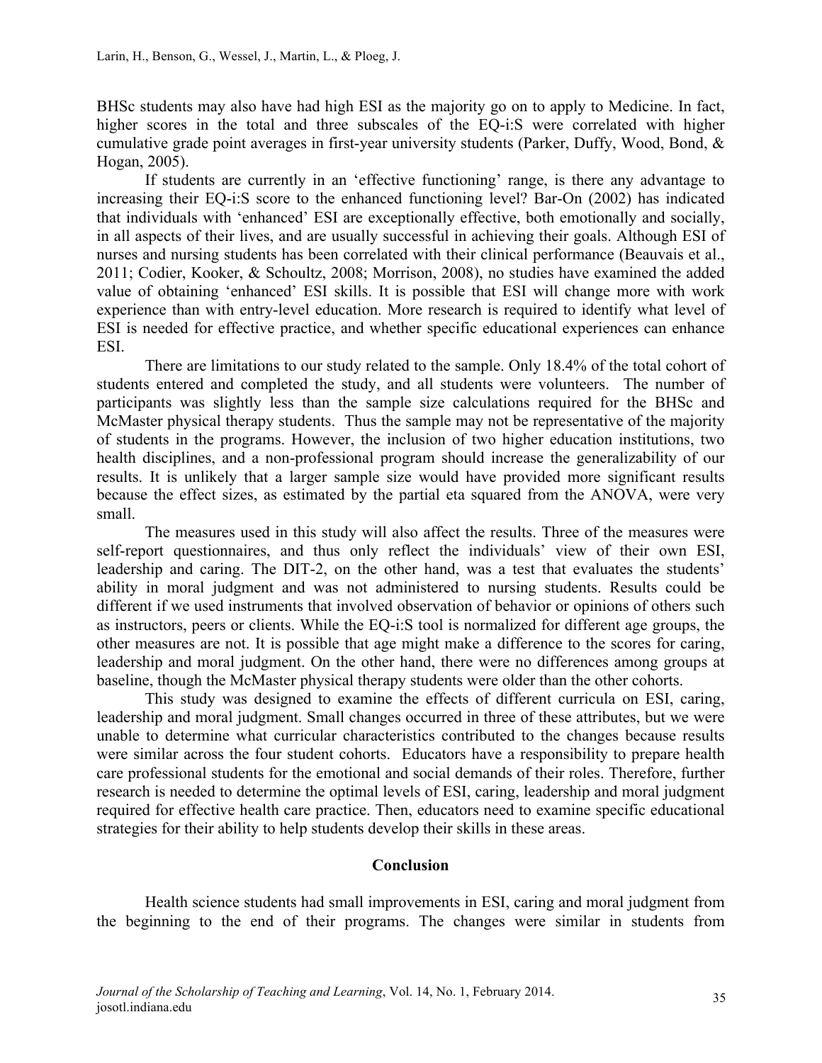BHSc students may also have had high ESI as the majority go on to apply to Medicine. In fact, higher scores in the total and three subscales of the EQ-i:S were correlated with higher cumulative grade point averages in first-year university students (Parker, Duffy, Wood, Bond, & Hogan, 2005).

If students are currently in an 'effective functioning' range, is there any advantage to increasing their EQ-i:S score to the enhanced functioning level? Bar-On (2002) has indicated that individuals with 'enhanced' ESI are exceptionally effective, both emotionally and socially, in all aspects of their lives, and are usually successful in achieving their goals. Although ESI of nurses and nursing students has been correlated with their clinical performance (Beauvais et al., 2011; Codier, Kooker, & Schoultz, 2008; Morrison, 2008), no studies have examined the added value of obtaining 'enhanced' ESI skills. It is possible that ESI will change more with work experience than with entry-level education. More research is required to identify what level of ESI is needed for effective practice, and whether specific educational experiences can enhance ESI.

There are limitations to our study related to the sample. Only 18.4% of the total cohort of students entered and completed the study, and all students were volunteers. The number of participants was slightly less than the sample size calculations required for the BHSc and McMaster physical therapy students. Thus the sample may not be representative of the majority of students in the programs. However, the inclusion of two higher education institutions, two health disciplines, and a non-professional program should increase the generalizability of our results. It is unlikely that a larger sample size would have provided more significant results because the effect sizes, as estimated by the partial eta squared from the ANOVA, were very small.

The measures used in this study will also affect the results. Three of the measures were self-report questionnaires, and thus only reflect the individuals' view of their own ESI, leadership and caring. The DIT-2, on the other hand, was a test that evaluates the students' ability in moral judgment and was not administered to nursing students. Results could be different if we used instruments that involved observation of behavior or opinions of others such as instructors, peers or clients. While the EQ-i:S tool is normalized for different age groups, the other measures are not. It is possible that age might make a difference to the scores for caring, leadership and moral judgment. On the other hand, there were no differences among groups at baseline, though the McMaster physical therapy students were older than the other cohorts.

This study was designed to examine the effects of different curricula on ESI, caring, leadership and moral judgment. Small changes occurred in three of these attributes, but we were unable to determine what curricular characteristics contributed to the changes because results were similar across the four student cohorts. Educators have a responsibility to prepare health care professional students for the emotional and social demands of their roles. Therefore, further research is needed to determine the optimal levels of ESI, caring, leadership and moral judgment required for effective health care practice. Then, educators need to examine specific educational strategies for their ability to help students develop their skills in these areas.

## Conclusion

Health science students had small improvements in ESI, caring and moral judgment from the beginning to the end of their programs. The changes were similar in students from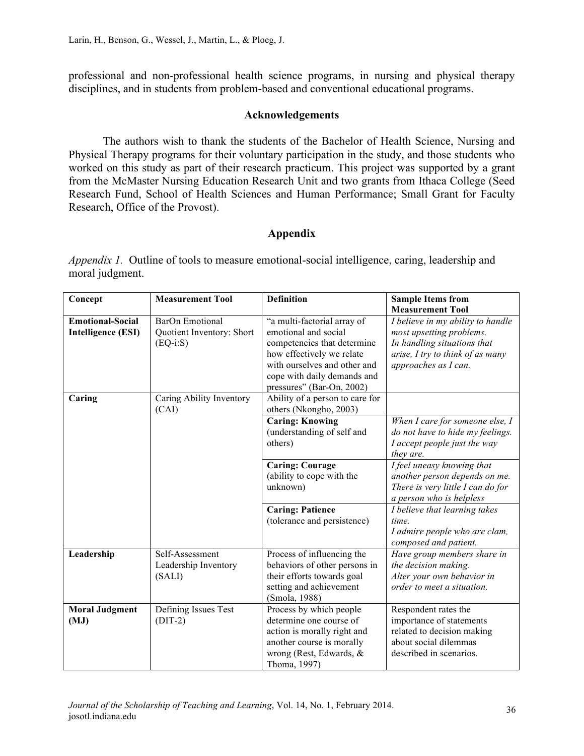professional and non-professional health science programs, in nursing and physical therapy disciplines, and in students from problem-based and conventional educational programs.

## Acknowledgements

The authors wish to thank the students of the Bachelor of Health Science, Nursing and Physical Therapy programs for their voluntary participation in the study, and those students who worked on this study as part of their research practicum. This project was supported by a grant from the McMaster Nursing Education Research Unit and two grants from Ithaca College (Seed Research Fund, School of Health Sciences and Human Performance; Small Grant for Faculty Research, Office of the Provost).

## Appendix

*Appendix 1.* Outline of tools to measure emotional-social intelligence, caring, leadership and moral judgment.

| Concept | Measurement Tool | Definition | Sample Items from Measurement Tool |
|---|---|---|---|
| **Emotional-Social Intelligence (ESI)** | BarOn Emotional Quotient Inventory: Short (EQ-i:S) | "a multi-factorial array of emotional and social competencies that determine how effectively we relate with ourselves and other and cope with daily demands and pressures" (Bar-On, 2002) | *I believe in my ability to handle most upsetting problems.* *In handling situations that arise, I try to think of as many approaches as I can.* |
| **Caring** | Caring Ability Inventory (CAI) | Ability of a person to care for others (Nkongho, 2003) | |
| | | **Caring: Knowing** (understanding of self and others) | *When I care for someone else, I do not have to hide my feelings.* *I accept people just the way they are.* |
| | | **Caring: Courage** (ability to cope with the unknown) | *I feel uneasy knowing that another person depends on me.* *There is very little I can do for a person who is helpless* |
| | | **Caring: Patience** (tolerance and persistence) | *I believe that learning takes time.* *I admire people who are clam, composed and patient.* |
| **Leadership** | Self-Assessment Leadership Inventory (SALI) | Process of influencing the behaviors of other persons in their efforts towards goal setting and achievement (Smola, 1988) | *Have group members share in the decision making.* *Alter your own behavior in order to meet a situation.* |
| **Moral Judgment (MJ)** | Defining Issues Test (DIT-2) | Process by which people determine one course of action is morally right and another course is morally wrong (Rest, Edwards, & Thoma, 1997) | Respondent rates the importance of statements related to decision making about social dilemmas described in scenarios. |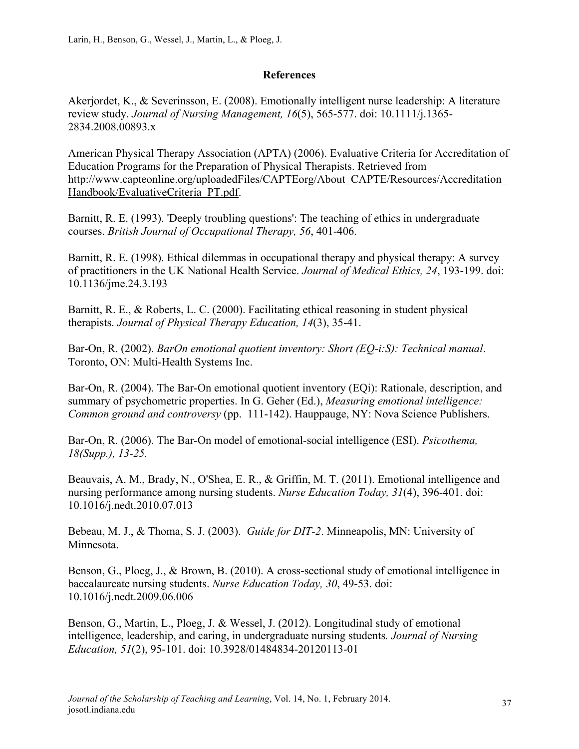## References

Akerjordet, K., & Severinsson, E. (2008). Emotionally intelligent nurse leadership: A literature review study. *Journal of Nursing Management, 16*(5), 565-577. doi: 10.1111/j.1365-2834.2008.00893.x

American Physical Therapy Association (APTA) (2006). Evaluative Criteria for Accreditation of Education Programs for the Preparation of Physical Therapists. Retrieved from http://www.capteonline.org/uploadedFiles/CAPTEorg/About_CAPTE/Resources/Accreditation_Handbook/EvaluativeCriteria_PT.pdf.

Barnitt, R. E. (1993). 'Deeply troubling questions': The teaching of ethics in undergraduate courses. *British Journal of Occupational Therapy, 56*, 401-406.

Barnitt, R. E. (1998). Ethical dilemmas in occupational therapy and physical therapy: A survey of practitioners in the UK National Health Service. *Journal of Medical Ethics, 24*, 193-199. doi: 10.1136/jme.24.3.193

Barnitt, R. E., & Roberts, L. C. (2000). Facilitating ethical reasoning in student physical therapists. *Journal of Physical Therapy Education, 14*(3), 35-41.

Bar-On, R. (2002). *BarOn emotional quotient inventory: Short (EQ-i:S): Technical manual*. Toronto, ON: Multi-Health Systems Inc.

Bar-On, R. (2004). The Bar-On emotional quotient inventory (EQi): Rationale, description, and summary of psychometric properties. In G. Geher (Ed.), *Measuring emotional intelligence: Common ground and controversy* (pp. 111-142). Hauppauge, NY: Nova Science Publishers.

Bar-On, R. (2006). The Bar-On model of emotional-social intelligence (ESI). *Psicothema, 18(Supp.), 13-25.*

Beauvais, A. M., Brady, N., O'Shea, E. R., & Griffin, M. T. (2011). Emotional intelligence and nursing performance among nursing students. *Nurse Education Today, 31*(4), 396-401. doi: 10.1016/j.nedt.2010.07.013

Bebeau, M. J., & Thoma, S. J. (2003). *Guide for DIT-2*. Minneapolis, MN: University of Minnesota.

Benson, G., Ploeg, J., & Brown, B. (2010). A cross-sectional study of emotional intelligence in baccalaureate nursing students. *Nurse Education Today, 30*, 49-53. doi: 10.1016/j.nedt.2009.06.006

Benson, G., Martin, L., Ploeg, J. & Wessel, J. (2012). Longitudinal study of emotional intelligence, leadership, and caring, in undergraduate nursing students*. Journal of Nursing Education, 51*(2), 95-101. doi: 10.3928/01484834-20120113-01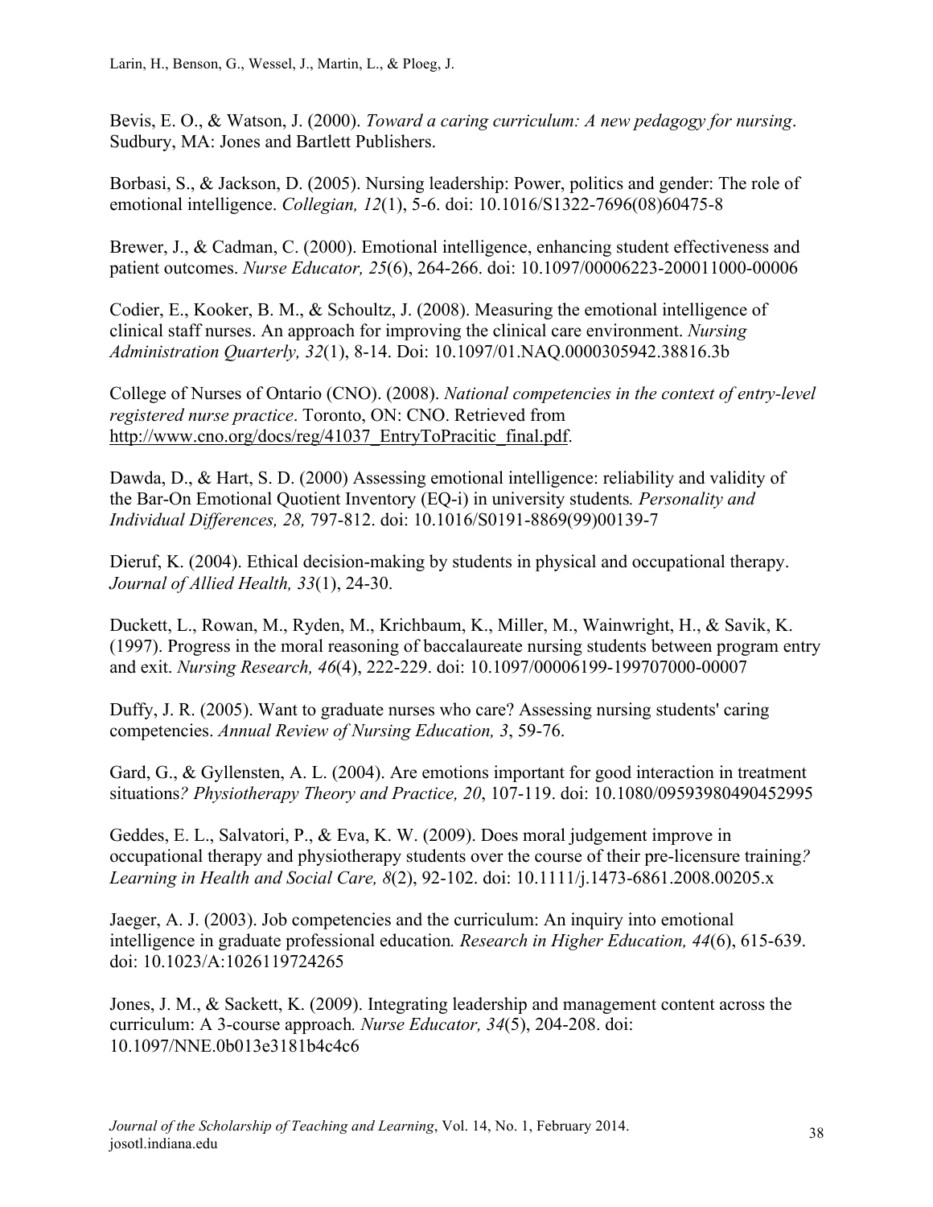Bevis, E. O., & Watson, J. (2000). *Toward a caring curriculum: A new pedagogy for nursing*. Sudbury, MA: Jones and Bartlett Publishers.

Borbasi, S., & Jackson, D. (2005). Nursing leadership: Power, politics and gender: The role of emotional intelligence. *Collegian, 12*(1), 5-6. doi: 10.1016/S1322-7696(08)60475-8

Brewer, J., & Cadman, C. (2000). Emotional intelligence, enhancing student effectiveness and patient outcomes. *Nurse Educator, 25*(6), 264-266. doi: 10.1097/00006223-200011000-00006

Codier, E., Kooker, B. M., & Schoultz, J. (2008). Measuring the emotional intelligence of clinical staff nurses. An approach for improving the clinical care environment. *Nursing Administration Quarterly, 32*(1), 8-14. Doi: 10.1097/01.NAQ.0000305942.38816.3b

College of Nurses of Ontario (CNO). (2008). *National competencies in the context of entry-level registered nurse practice*. Toronto, ON: CNO. Retrieved from http://www.cno.org/docs/reg/41037_EntryToPracitic_final.pdf.

Dawda, D., & Hart, S. D. (2000) Assessing emotional intelligence: reliability and validity of the Bar-On Emotional Quotient Inventory (EQ-i) in university students*. Personality and Individual Differences, 28,* 797-812. doi: 10.1016/S0191-8869(99)00139-7

Dieruf, K. (2004). Ethical decision-making by students in physical and occupational therapy. *Journal of Allied Health, 33*(1), 24-30.

Duckett, L., Rowan, M., Ryden, M., Krichbaum, K., Miller, M., Wainwright, H., & Savik, K. (1997). Progress in the moral reasoning of baccalaureate nursing students between program entry and exit. *Nursing Research, 46*(4), 222-229. doi: 10.1097/00006199-199707000-00007

Duffy, J. R. (2005). Want to graduate nurses who care? Assessing nursing students' caring competencies. *Annual Review of Nursing Education, 3*, 59-76.

Gard, G., & Gyllensten, A. L. (2004). Are emotions important for good interaction in treatment situations*? Physiotherapy Theory and Practice, 20*, 107-119. doi: 10.1080/09593980490452995

Geddes, E. L., Salvatori, P., & Eva, K. W. (2009). Does moral judgement improve in occupational therapy and physiotherapy students over the course of their pre-licensure training*? Learning in Health and Social Care, 8*(2), 92-102. doi: 10.1111/j.1473-6861.2008.00205.x

Jaeger, A. J. (2003). Job competencies and the curriculum: An inquiry into emotional intelligence in graduate professional education*. Research in Higher Education, 44*(6), 615-639. doi: 10.1023/A:1026119724265

Jones, J. M., & Sackett, K. (2009). Integrating leadership and management content across the curriculum: A 3-course approach*. Nurse Educator, 34*(5), 204-208. doi: 10.1097/NNE.0b013e3181b4c4c6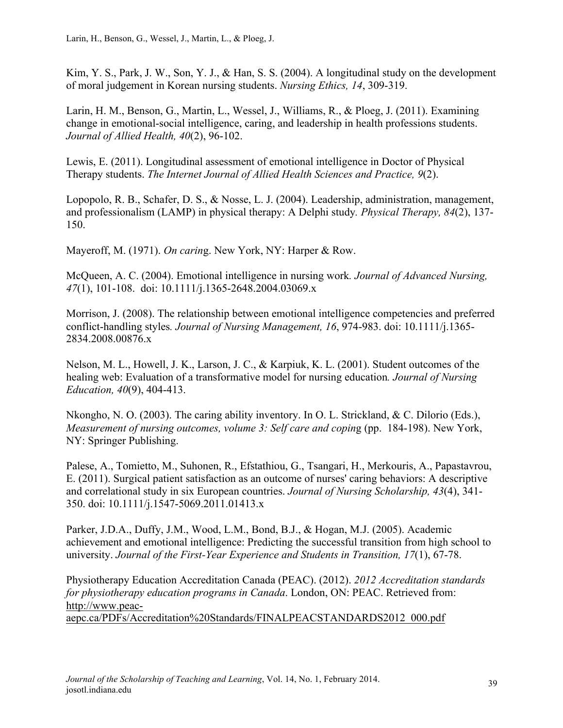Kim, Y. S., Park, J. W., Son, Y. J., & Han, S. S. (2004). A longitudinal study on the development of moral judgement in Korean nursing students. *Nursing Ethics, 14*, 309-319.

Larin, H. M., Benson, G., Martin, L., Wessel, J., Williams, R., & Ploeg, J. (2011). Examining change in emotional-social intelligence, caring, and leadership in health professions students. *Journal of Allied Health, 40*(2), 96-102.

Lewis, E. (2011). Longitudinal assessment of emotional intelligence in Doctor of Physical Therapy students. *The Internet Journal of Allied Health Sciences and Practice, 9*(2).

Lopopolo, R. B., Schafer, D. S., & Nosse, L. J. (2004). Leadership, administration, management, and professionalism (LAMP) in physical therapy: A Delphi study*. Physical Therapy, 84*(2), 137-150.

Mayeroff, M. (1971). *On caring*. New York, NY: Harper & Row.

McQueen, A. C. (2004). Emotional intelligence in nursing work*. Journal of Advanced Nursing, 47*(1), 101-108. doi: 10.1111/j.1365-2648.2004.03069.x

Morrison, J. (2008). The relationship between emotional intelligence competencies and preferred conflict-handling styles*. Journal of Nursing Management, 16*, 974-983. doi: 10.1111/j.1365-2834.2008.00876.x

Nelson, M. L., Howell, J. K., Larson, J. C., & Karpiuk, K. L. (2001). Student outcomes of the healing web: Evaluation of a transformative model for nursing education*. Journal of Nursing Education, 40*(9), 404-413.

Nkongho, N. O. (2003). The caring ability inventory. In O. L. Strickland, & C. Dilorio (Eds.), *Measurement of nursing outcomes, volume 3: Self care and coping* (pp. 184-198). New York, NY: Springer Publishing.

Palese, A., Tomietto, M., Suhonen, R., Efstathiou, G., Tsangari, H., Merkouris, A., Papastavrou, E. (2011). Surgical patient satisfaction as an outcome of nurses' caring behaviors: A descriptive and correlational study in six European countries. *Journal of Nursing Scholarship, 43*(4), 341-350. doi: 10.1111/j.1547-5069.2011.01413.x

Parker, J.D.A., Duffy, J.M., Wood, L.M., Bond, B.J., & Hogan, M.J. (2005). Academic achievement and emotional intelligence: Predicting the successful transition from high school to university. *Journal of the First-Year Experience and Students in Transition, 17*(1), 67-78.

Physiotherapy Education Accreditation Canada (PEAC). (2012). *2012 Accreditation standards for physiotherapy education programs in Canada*. London, ON: PEAC. Retrieved from: http://www.peac-aepc.ca/PDFs/Accreditation%20Standards/FINALPEACSTANDARDS2012_000.pdf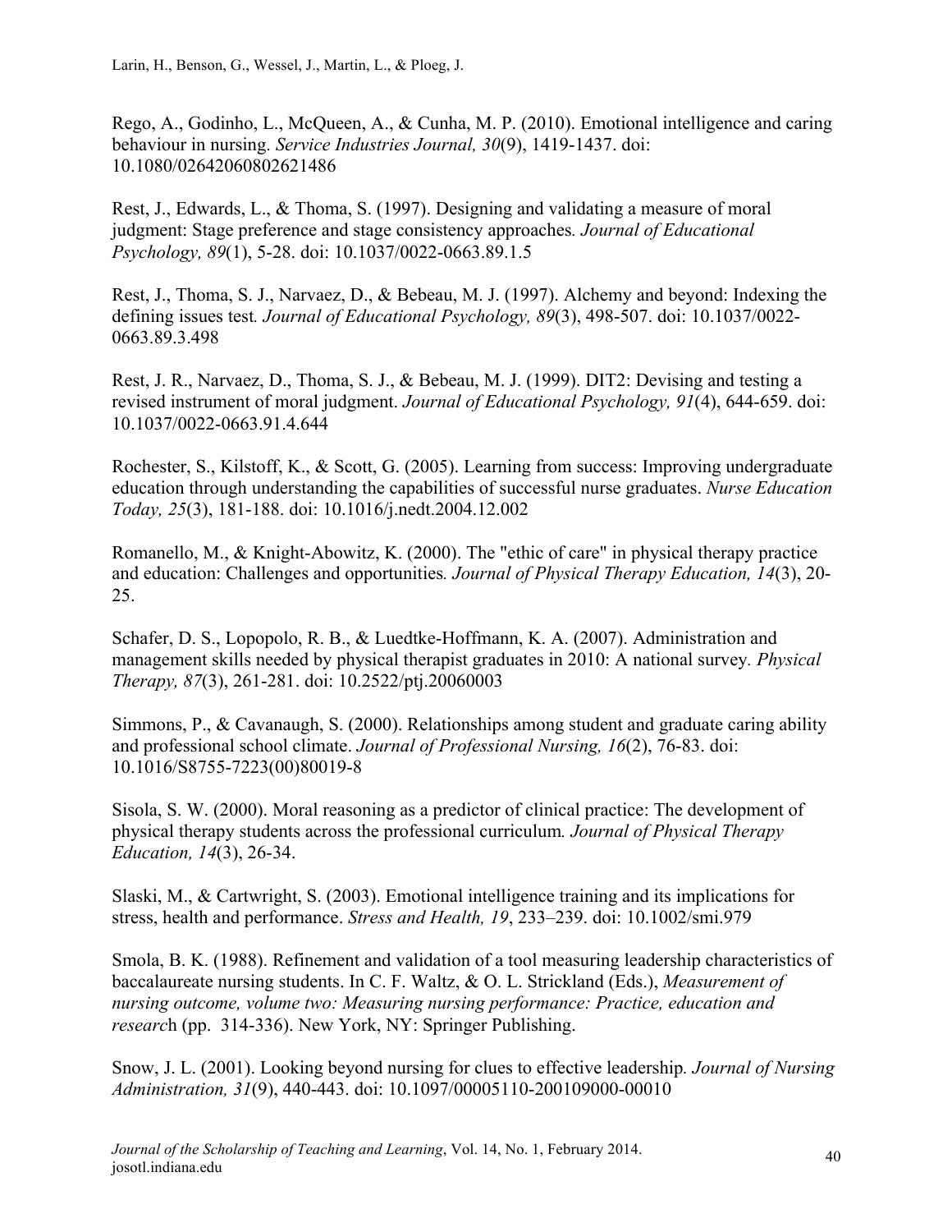Rego, A., Godinho, L., McQueen, A., & Cunha, M. P. (2010). Emotional intelligence and caring behaviour in nursing. *Service Industries Journal, 30*(9), 1419-1437. doi: 10.1080/02642060802621486

Rest, J., Edwards, L., & Thoma, S. (1997). Designing and validating a measure of moral judgment: Stage preference and stage consistency approaches. *Journal of Educational Psychology, 89*(1), 5-28. doi: 10.1037/0022-0663.89.1.5

Rest, J., Thoma, S. J., Narvaez, D., & Bebeau, M. J. (1997). Alchemy and beyond: Indexing the defining issues test. *Journal of Educational Psychology, 89*(3), 498-507. doi: 10.1037/0022-0663.89.3.498

Rest, J. R., Narvaez, D., Thoma, S. J., & Bebeau, M. J. (1999). DIT2: Devising and testing a revised instrument of moral judgment. *Journal of Educational Psychology, 91*(4), 644-659. doi: 10.1037/0022-0663.91.4.644

Rochester, S., Kilstoff, K., & Scott, G. (2005). Learning from success: Improving undergraduate education through understanding the capabilities of successful nurse graduates. *Nurse Education Today, 25*(3), 181-188. doi: 10.1016/j.nedt.2004.12.002

Romanello, M., & Knight-Abowitz, K. (2000). The "ethic of care" in physical therapy practice and education: Challenges and opportunities. *Journal of Physical Therapy Education, 14*(3), 20-25.

Schafer, D. S., Lopopolo, R. B., & Luedtke-Hoffmann, K. A. (2007). Administration and management skills needed by physical therapist graduates in 2010: A national survey. *Physical Therapy, 87*(3), 261-281. doi: 10.2522/ptj.20060003

Simmons, P., & Cavanaugh, S. (2000). Relationships among student and graduate caring ability and professional school climate. *Journal of Professional Nursing, 16*(2), 76-83. doi: 10.1016/S8755-7223(00)80019-8

Sisola, S. W. (2000). Moral reasoning as a predictor of clinical practice: The development of physical therapy students across the professional curriculum. *Journal of Physical Therapy Education, 14*(3), 26-34.

Slaski, M., & Cartwright, S. (2003). Emotional intelligence training and its implications for stress, health and performance. *Stress and Health, 19*, 233–239. doi: 10.1002/smi.979

Smola, B. K. (1988). Refinement and validation of a tool measuring leadership characteristics of baccalaureate nursing students. In C. F. Waltz, & O. L. Strickland (Eds.), *Measurement of nursing outcome, volume two: Measuring nursing performance: Practice, education and research* (pp. 314-336). New York, NY: Springer Publishing.

Snow, J. L. (2001). Looking beyond nursing for clues to effective leadership. *Journal of Nursing Administration, 31*(9), 440-443. doi: 10.1097/00005110-200109000-00010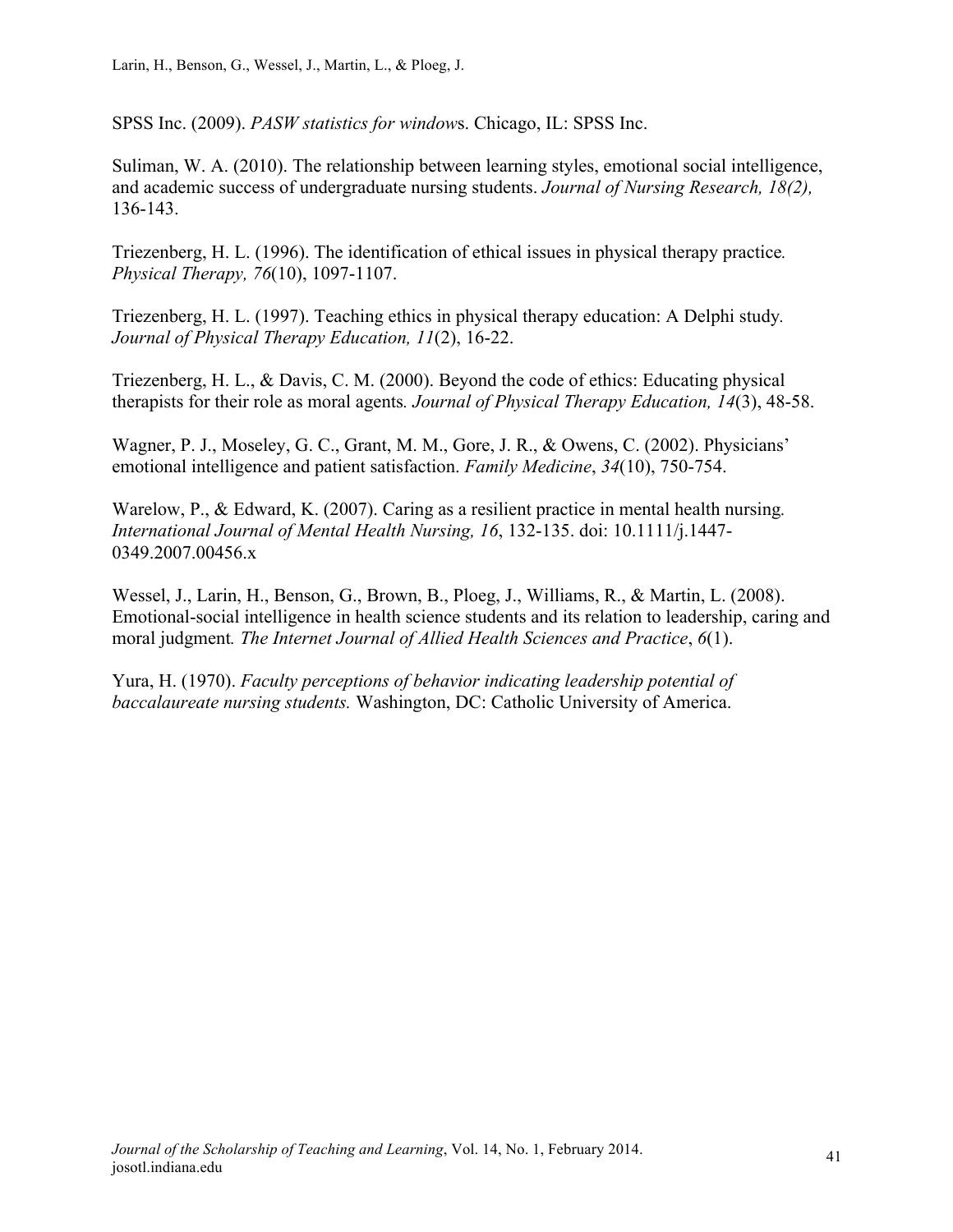SPSS Inc. (2009). *PASW statistics for windows*. Chicago, IL: SPSS Inc.

Suliman, W. A. (2010). The relationship between learning styles, emotional social intelligence, and academic success of undergraduate nursing students. *Journal of Nursing Research, 18(2),* 136-143.

Triezenberg, H. L. (1996). The identification of ethical issues in physical therapy practice. *Physical Therapy, 76*(10), 1097-1107.

Triezenberg, H. L. (1997). Teaching ethics in physical therapy education: A Delphi study. *Journal of Physical Therapy Education, 11*(2), 16-22.

Triezenberg, H. L., & Davis, C. M. (2000). Beyond the code of ethics: Educating physical therapists for their role as moral agents. *Journal of Physical Therapy Education, 14*(3), 48-58.

Wagner, P. J., Moseley, G. C., Grant, M. M., Gore, J. R., & Owens, C. (2002). Physicians' emotional intelligence and patient satisfaction. *Family Medicine*, *34*(10), 750-754.

Warelow, P., & Edward, K. (2007). Caring as a resilient practice in mental health nursing. *International Journal of Mental Health Nursing, 16*, 132-135. doi: 10.1111/j.1447-0349.2007.00456.x

Wessel, J., Larin, H., Benson, G., Brown, B., Ploeg, J., Williams, R., & Martin, L. (2008). Emotional-social intelligence in health science students and its relation to leadership, caring and moral judgment. *The Internet Journal of Allied Health Sciences and Practice*, *6*(1).

Yura, H. (1970). *Faculty perceptions of behavior indicating leadership potential of baccalaureate nursing students.* Washington, DC: Catholic University of America.